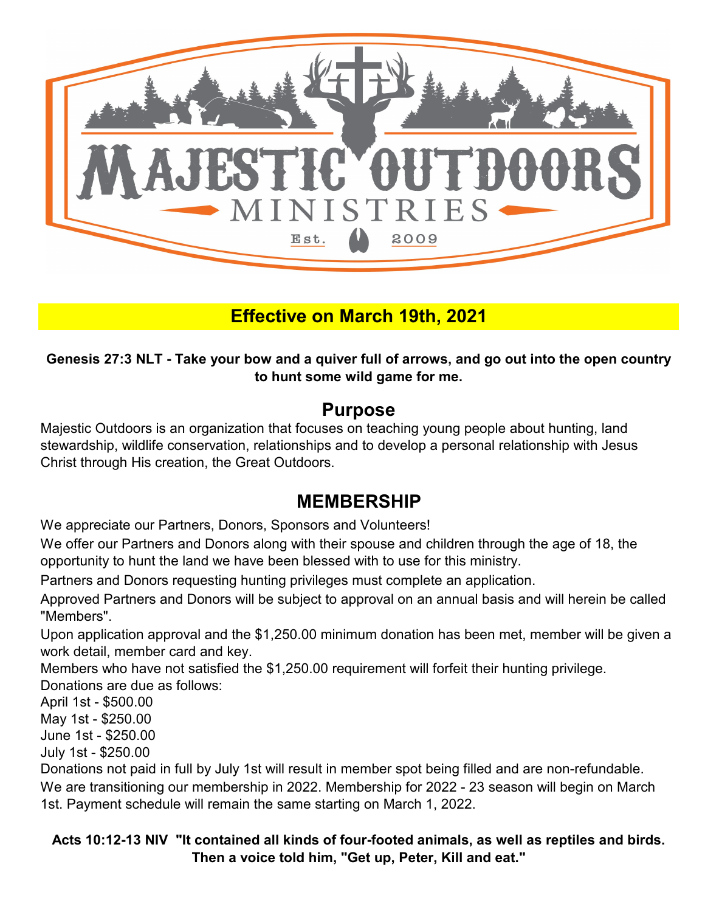# MAJESTIC OUTDOORS MINISTRIES

Est. 2009

**Effective on March 19th, 2021**

**Genesis 27:3 NLT - Take your bow and a quiver full of arrows, and go out into the open country to hunt some wild game for me.**

## Purpose

Majestic Outdoors is an organization that focuses on teaching young people about hunting, land stewardship, wildlife conservation, relationships and to develop a personal relationship with Jesus Christ through His creation, the Great Outdoors.

## MEMBERSHIP

We appreciate our Partners, Donors, Sponsors and Volunteers!

We offer our Partners and Donors along with their spouse and children through the age of 18, the opportunity to hunt the land we have been blessed with to use for this ministry.

Partners and Donors requesting hunting privileges must complete an application.

Approved Partners and Donors will be subject to approval on an annual basis and will herein be called "Members".

Upon application approval and the $1,250.00 minimum donation has been met, member will be given a work detail, member card and key.

Members who have not satisfied the $1,250.00 requirement will forfeit their hunting privilege.

Donations are due as follows:

April 1st - $500.00
May 1st - $250.00
June 1st - $250.00
July 1st - $250.00

Donations not paid in full by July 1st will result in member spot being filled and are non-refundable.

We are transitioning our membership in 2022. Membership for 2022 - 23 season will begin on March 1st. Payment schedule will remain the same starting on March 1, 2022.

**Acts 10:12-13 NIV "It contained all kinds of four-footed animals, as well as reptiles and birds. Then a voice told him, "Get up, Peter, Kill and eat."**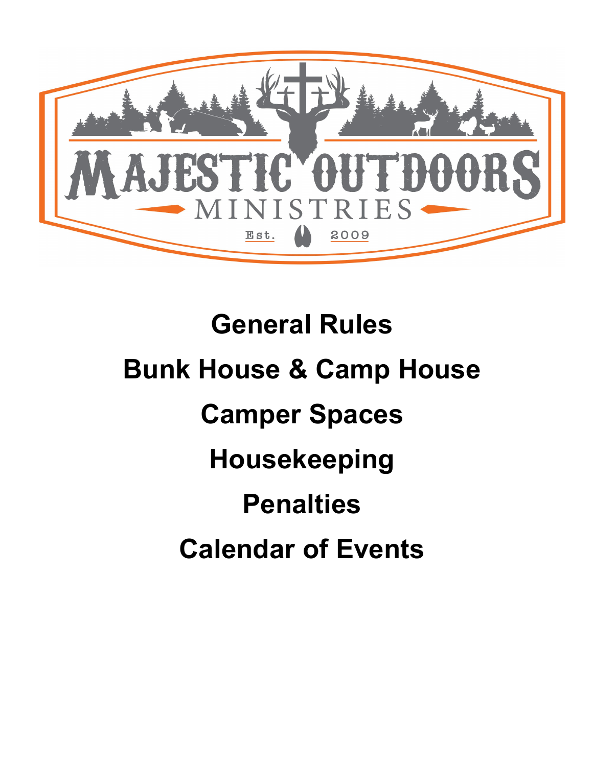MAJESTIC OUTDOORS

MINISTRIES

Est. 2009

# General Rules

# Bunk House & Camp House

# Camper Spaces

# Housekeeping

# Penalties

# Calendar of Events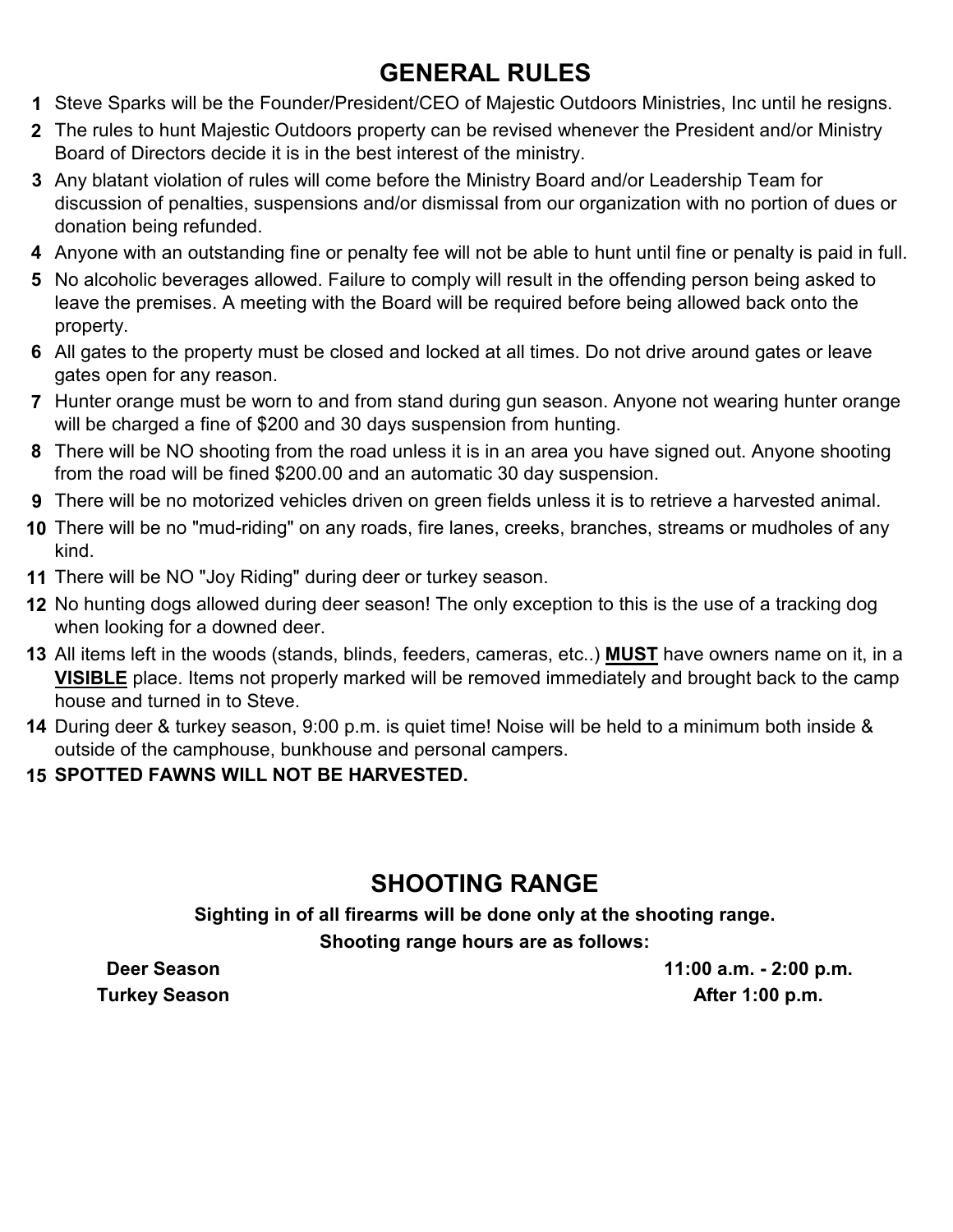## GENERAL RULES

1. Steve Sparks will be the Founder/President/CEO of Majestic Outdoors Ministries, Inc until he resigns.
2. The rules to hunt Majestic Outdoors property can be revised whenever the President and/or Ministry Board of Directors decide it is in the best interest of the ministry.
3. Any blatant violation of rules will come before the Ministry Board and/or Leadership Team for discussion of penalties, suspensions and/or dismissal from our organization with no portion of dues or donation being refunded.
4. Anyone with an outstanding fine or penalty fee will not be able to hunt until fine or penalty is paid in full.
5. No alcoholic beverages allowed. Failure to comply will result in the offending person being asked to leave the premises. A meeting with the Board will be required before being allowed back onto the property.
6. All gates to the property must be closed and locked at all times. Do not drive around gates or leave gates open for any reason.
7. Hunter orange must be worn to and from stand during gun season. Anyone not wearing hunter orange will be charged a fine of $200 and 30 days suspension from hunting.
8. There will be NO shooting from the road unless it is in an area you have signed out. Anyone shooting from the road will be fined $200.00 and an automatic 30 day suspension.
9. There will be no motorized vehicles driven on green fields unless it is to retrieve a harvested animal.
10. There will be no "mud-riding" on any roads, fire lanes, creeks, branches, streams or mudholes of any kind.
11. There will be NO "Joy Riding" during deer or turkey season.
12. No hunting dogs allowed during deer season! The only exception to this is the use of a tracking dog when looking for a downed deer.
13. All items left in the woods (stands, blinds, feeders, cameras, etc..) **MUST** have owners name on it, in a **VISIBLE** place. Items not properly marked will be removed immediately and brought back to the camp house and turned in to Steve.
14. During deer & turkey season, 9:00 p.m. is quiet time! Noise will be held to a minimum both inside & outside of the camphouse, bunkhouse and personal campers.
15. **SPOTTED FAWNS WILL NOT BE HARVESTED.**

## SHOOTING RANGE

**Sighting in of all firearms will be done only at the shooting range.**

**Shooting range hours are as follows:**

| | |
|---|---|
| **Deer Season** | **11:00 a.m. - 2:00 p.m.** |
| **Turkey Season** | **After 1:00 p.m.** |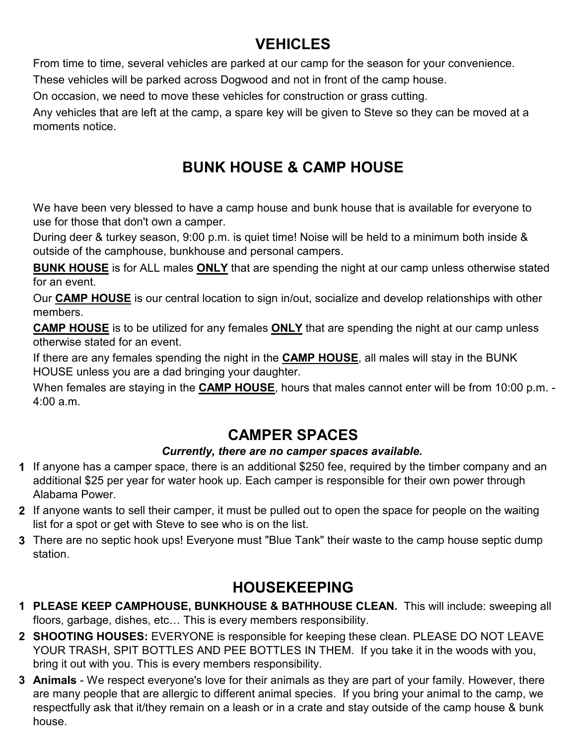## VEHICLES

From time to time, several vehicles are parked at our camp for the season for your convenience.

These vehicles will be parked across Dogwood and not in front of the camp house.

On occasion, we need to move these vehicles for construction or grass cutting.

Any vehicles that are left at the camp, a spare key will be given to Steve so they can be moved at a moments notice.

## BUNK HOUSE & CAMP HOUSE

We have been very blessed to have a camp house and bunk house that is available for everyone to use for those that don't own a camper.

During deer & turkey season, 9:00 p.m. is quiet time! Noise will be held to a minimum both inside & outside of the camphouse, bunkhouse and personal campers.

**BUNK HOUSE** is for ALL males **ONLY** that are spending the night at our camp unless otherwise stated for an event.

Our **CAMP HOUSE** is our central location to sign in/out, socialize and develop relationships with other members.

**CAMP HOUSE** is to be utilized for any females **ONLY** that are spending the night at our camp unless otherwise stated for an event.

If there are any females spending the night in the **CAMP HOUSE**, all males will stay in the BUNK HOUSE unless you are a dad bringing your daughter.

When females are staying in the **CAMP HOUSE**, hours that males cannot enter will be from 10:00 p.m. - 4:00 a.m.

## CAMPER SPACES

***Currently, there are no camper spaces available.***

1. If anyone has a camper space, there is an additional $250 fee, required by the timber company and an additional $25 per year for water hook up. Each camper is responsible for their own power through Alabama Power.
2. If anyone wants to sell their camper, it must be pulled out to open the space for people on the waiting list for a spot or get with Steve to see who is on the list.
3. There are no septic hook ups! Everyone must "Blue Tank" their waste to the camp house septic dump station.

## HOUSEKEEPING

1. **PLEASE KEEP CAMPHOUSE, BUNKHOUSE & BATHHOUSE CLEAN.** This will include: sweeping all floors, garbage, dishes, etc… This is every members responsibility.
2. **SHOOTING HOUSES:** EVERYONE is responsible for keeping these clean. PLEASE DO NOT LEAVE YOUR TRASH, SPIT BOTTLES AND PEE BOTTLES IN THEM. If you take it in the woods with you, bring it out with you. This is every members responsibility.
3. **Animals** - We respect everyone's love for their animals as they are part of your family. However, there are many people that are allergic to different animal species. If you bring your animal to the camp, we respectfully ask that it/they remain on a leash or in a crate and stay outside of the camp house & bunk house.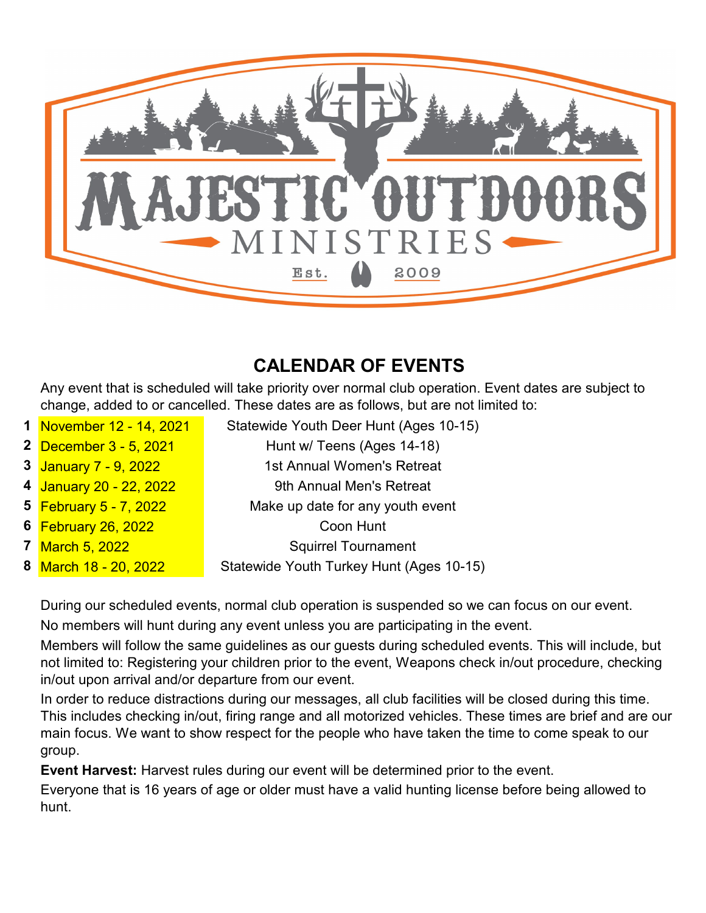# CALENDAR OF EVENTS

Any event that is scheduled will take priority over normal club operation. Event dates are subject to change, added to or cancelled. These dates are as follows, but are not limited to:

| # | Date | Event |
|---|---|---|
| 1 | November 12 - 14, 2021 | Statewide Youth Deer Hunt (Ages 10-15) |
| 2 | December 3 - 5, 2021 | Hunt w/ Teens (Ages 14-18) |
| 3 | January 7 - 9, 2022 | 1st Annual Women's Retreat |
| 4 | January 20 - 22, 2022 | 9th Annual Men's Retreat |
| 5 | February 5 - 7, 2022 | Make up date for any youth event |
| 6 | February 26, 2022 | Coon Hunt |
| 7 | March 5, 2022 | Squirrel Tournament |
| 8 | March 18 - 20, 2022 | Statewide Youth Turkey Hunt (Ages 10-15) |

During our scheduled events, normal club operation is suspended so we can focus on our event.

No members will hunt during any event unless you are participating in the event.

Members will follow the same guidelines as our guests during scheduled events. This will include, but not limited to: Registering your children prior to the event, Weapons check in/out procedure, checking in/out upon arrival and/or departure from our event.

In order to reduce distractions during our messages, all club facilities will be closed during this time. This includes checking in/out, firing range and all motorized vehicles. These times are brief and are our main focus. We want to show respect for the people who have taken the time to come speak to our group.

**Event Harvest:** Harvest rules during our event will be determined prior to the event.

Everyone that is 16 years of age or older must have a valid hunting license before being allowed to hunt.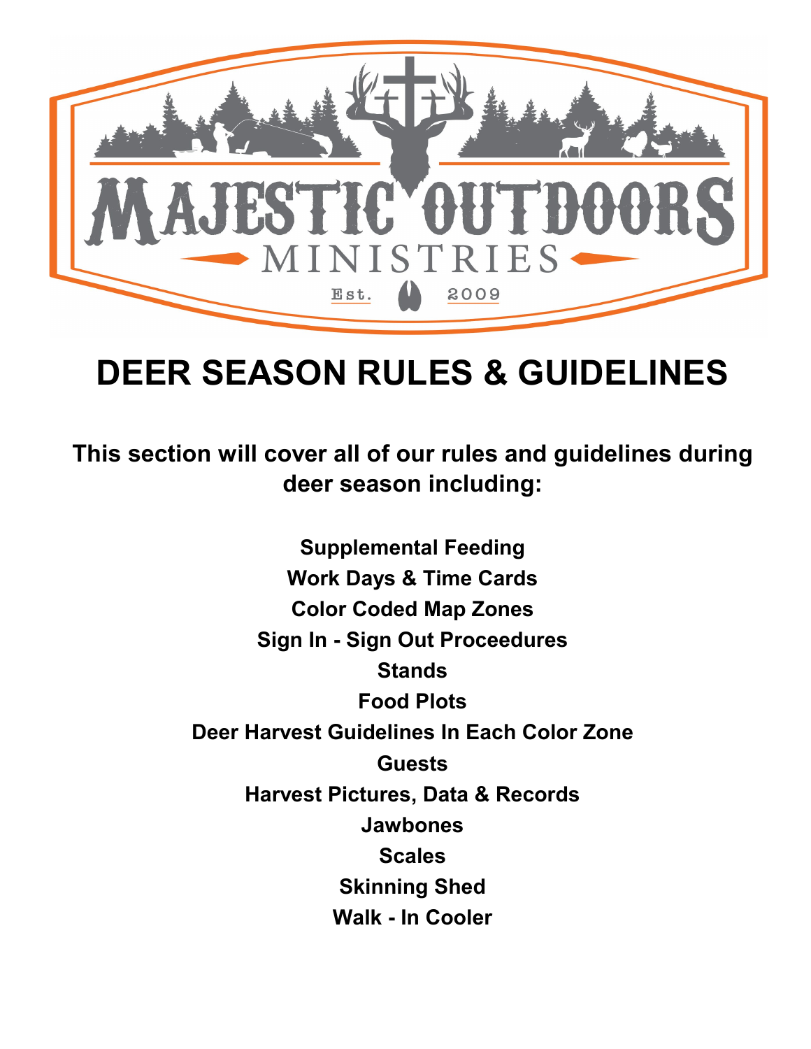# DEER SEASON RULES & GUIDELINES

**This section will cover all of our rules and guidelines during deer season including:**

**Supplemental Feeding**
**Work Days & Time Cards**
**Color Coded Map Zones**
**Sign In - Sign Out Proceedures**
**Stands**
**Food Plots**
**Deer Harvest Guidelines In Each Color Zone**
**Guests**
**Harvest Pictures, Data & Records**
**Jawbones**
**Scales**
**Skinning Shed**
**Walk - In Cooler**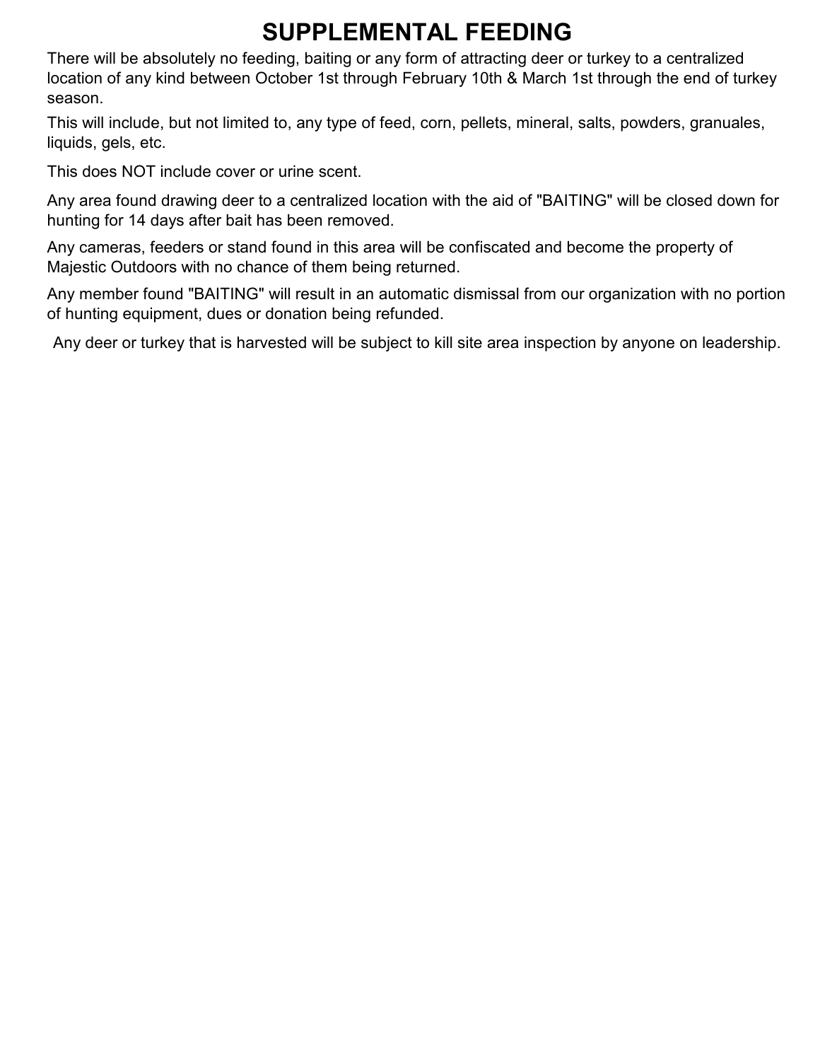# SUPPLEMENTAL FEEDING

There will be absolutely no feeding, baiting or any form of attracting deer or turkey to a centralized location of any kind between October 1st through February 10th & March 1st through the end of turkey season.

This will include, but not limited to, any type of feed, corn, pellets, mineral, salts, powders, granuales, liquids, gels, etc.

This does NOT include cover or urine scent.

Any area found drawing deer to a centralized location with the aid of "BAITING" will be closed down for hunting for 14 days after bait has been removed.

Any cameras, feeders or stand found in this area will be confiscated and become the property of Majestic Outdoors with no chance of them being returned.

Any member found "BAITING" will result in an automatic dismissal from our organization with no portion of hunting equipment, dues or donation being refunded.

Any deer or turkey that is harvested will be subject to kill site area inspection by anyone on leadership.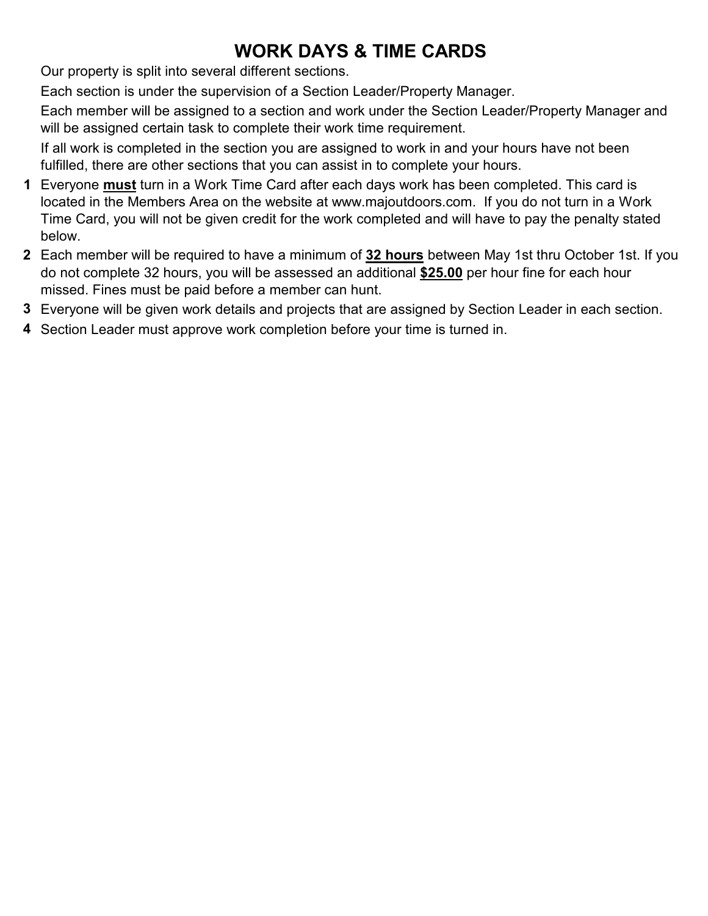# WORK DAYS & TIME CARDS

Our property is split into several different sections.

Each section is under the supervision of a Section Leader/Property Manager.

Each member will be assigned to a section and work under the Section Leader/Property Manager and will be assigned certain task to complete their work time requirement.

If all work is completed in the section you are assigned to work in and your hours have not been fulfilled, there are other sections that you can assist in to complete your hours.

1. Everyone **<u>must</u>** turn in a Work Time Card after each days work has been completed. This card is located in the Members Area on the website at www.majoutdoors.com. If you do not turn in a Work Time Card, you will not be given credit for the work completed and will have to pay the penalty stated below.
2. Each member will be required to have a minimum of **<u>32 hours</u>** between May 1st thru October 1st. If you do not complete 32 hours, you will be assessed an additional **<u>$25.00</u>** per hour fine for each hour missed. Fines must be paid before a member can hunt.
3. Everyone will be given work details and projects that are assigned by Section Leader in each section.
4. Section Leader must approve work completion before your time is turned in.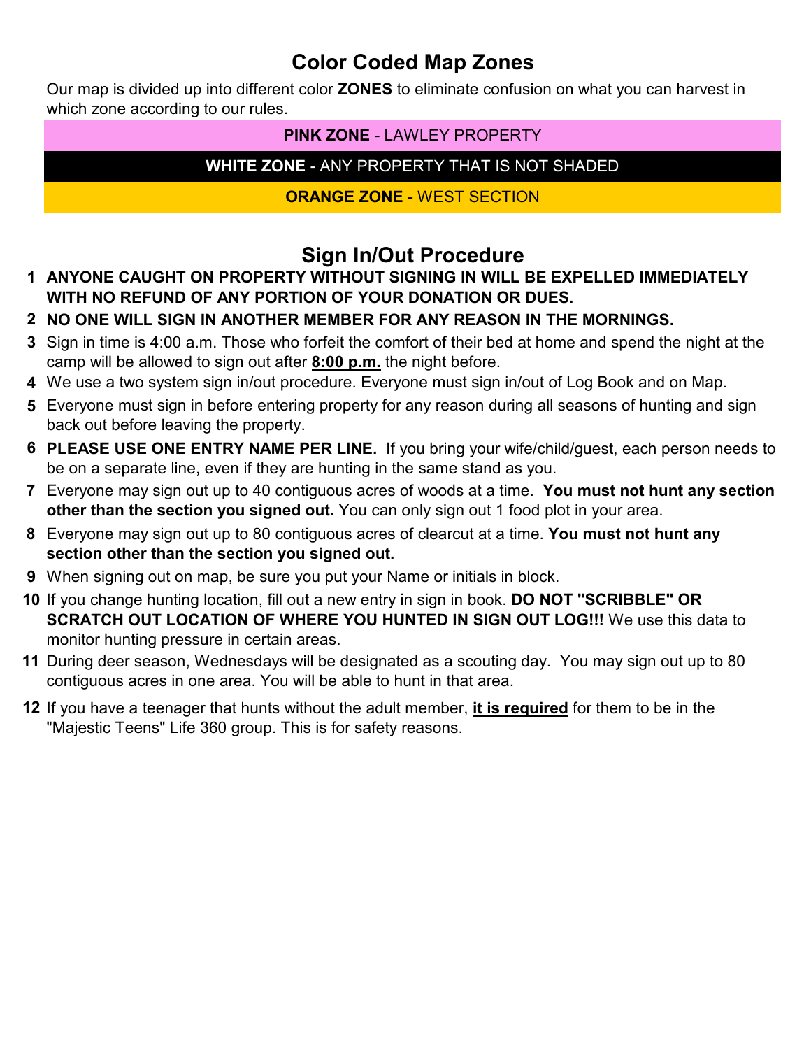## Color Coded Map Zones

Our map is divided up into different color **ZONES** to eliminate confusion on what you can harvest in which zone according to our rules.

| **PINK ZONE** - LAWLEY PROPERTY |
| --- |
| **WHITE ZONE** - ANY PROPERTY THAT IS NOT SHADED |
| **ORANGE ZONE** - WEST SECTION |

## Sign In/Out Procedure

1. **ANYONE CAUGHT ON PROPERTY WITHOUT SIGNING IN WILL BE EXPELLED IMMEDIATELY WITH NO REFUND OF ANY PORTION OF YOUR DONATION OR DUES.**
2. **NO ONE WILL SIGN IN ANOTHER MEMBER FOR ANY REASON IN THE MORNINGS.**
3. Sign in time is 4:00 a.m. Those who forfeit the comfort of their bed at home and spend the night at the camp will be allowed to sign out after **8:00 p.m.** the night before.
4. We use a two system sign in/out procedure. Everyone must sign in/out of Log Book and on Map.
5. Everyone must sign in before entering property for any reason during all seasons of hunting and sign back out before leaving the property.
6. **PLEASE USE ONE ENTRY NAME PER LINE.** If you bring your wife/child/guest, each person needs to be on a separate line, even if they are hunting in the same stand as you.
7. Everyone may sign out up to 40 contiguous acres of woods at a time. **You must not hunt any section other than the section you signed out.** You can only sign out 1 food plot in your area.
8. Everyone may sign out up to 80 contiguous acres of clearcut at a time. **You must not hunt any section other than the section you signed out.**
9. When signing out on map, be sure you put your Name or initials in block.
10. If you change hunting location, fill out a new entry in sign in book. **DO NOT "SCRIBBLE" OR SCRATCH OUT LOCATION OF WHERE YOU HUNTED IN SIGN OUT LOG!!!** We use this data to monitor hunting pressure in certain areas.
11. During deer season, Wednesdays will be designated as a scouting day. You may sign out up to 80 contiguous acres in one area. You will be able to hunt in that area.
12. If you have a teenager that hunts without the adult member, **it is required** for them to be in the "Majestic Teens" Life 360 group. This is for safety reasons.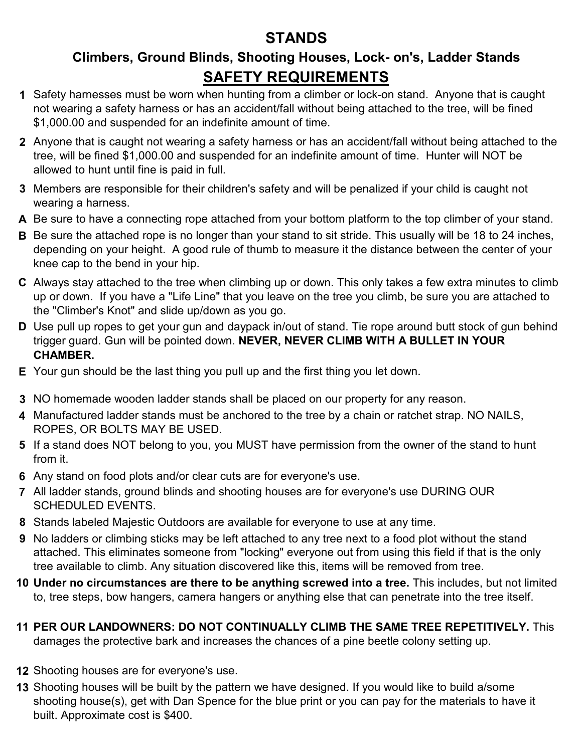# STANDS

## Climbers, Ground Blinds, Shooting Houses, Lock- on's, Ladder Stands

## SAFETY REQUIREMENTS

**1** Safety harnesses must be worn when hunting from a climber or lock-on stand. Anyone that is caught not wearing a safety harness or has an accident/fall without being attached to the tree, will be fined $1,000.00 and suspended for an indefinite amount of time.

**2** Anyone that is caught not wearing a safety harness or has an accident/fall without being attached to the tree, will be fined $1,000.00 and suspended for an indefinite amount of time. Hunter will NOT be allowed to hunt until fine is paid in full.

**3** Members are responsible for their children's safety and will be penalized if your child is caught not wearing a harness.

**A** Be sure to have a connecting rope attached from your bottom platform to the top climber of your stand.

**B** Be sure the attached rope is no longer than your stand to sit stride. This usually will be 18 to 24 inches, depending on your height. A good rule of thumb to measure it the distance between the center of your knee cap to the bend in your hip.

**C** Always stay attached to the tree when climbing up or down. This only takes a few extra minutes to climb up or down. If you have a "Life Line" that you leave on the tree you climb, be sure you are attached to the "Climber's Knot" and slide up/down as you go.

**D** Use pull up ropes to get your gun and daypack in/out of stand. Tie rope around butt stock of gun behind trigger guard. Gun will be pointed down. **NEVER, NEVER CLIMB WITH A BULLET IN YOUR CHAMBER.**

**E** Your gun should be the last thing you pull up and the first thing you let down.

**3** NO homemade wooden ladder stands shall be placed on our property for any reason.

**4** Manufactured ladder stands must be anchored to the tree by a chain or ratchet strap. NO NAILS, ROPES, OR BOLTS MAY BE USED.

**5** If a stand does NOT belong to you, you MUST have permission from the owner of the stand to hunt from it.

**6** Any stand on food plots and/or clear cuts are for everyone's use.

**7** All ladder stands, ground blinds and shooting houses are for everyone's use DURING OUR SCHEDULED EVENTS.

**8** Stands labeled Majestic Outdoors are available for everyone to use at any time.

**9** No ladders or climbing sticks may be left attached to any tree next to a food plot without the stand attached. This eliminates someone from "locking" everyone out from using this field if that is the only tree available to climb. Any situation discovered like this, items will be removed from tree.

**10** **Under no circumstances are there to be anything screwed into a tree.** This includes, but not limited to, tree steps, bow hangers, camera hangers or anything else that can penetrate into the tree itself.

**11** **PER OUR LANDOWNERS: DO NOT CONTINUALLY CLIMB THE SAME TREE REPETITIVELY.** This damages the protective bark and increases the chances of a pine beetle colony setting up.

**12** Shooting houses are for everyone's use.

**13** Shooting houses will be built by the pattern we have designed. If you would like to build a/some shooting house(s), get with Dan Spence for the blue print or you can pay for the materials to have it built. Approximate cost is $400.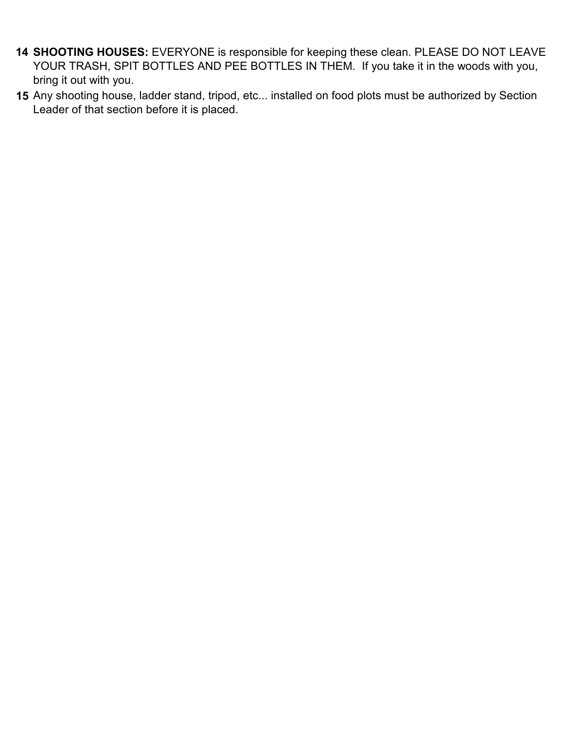14. **SHOOTING HOUSES:** EVERYONE is responsible for keeping these clean. PLEASE DO NOT LEAVE YOUR TRASH, SPIT BOTTLES AND PEE BOTTLES IN THEM. If you take it in the woods with you, bring it out with you.
15. Any shooting house, ladder stand, tripod, etc... installed on food plots must be authorized by Section Leader of that section before it is placed.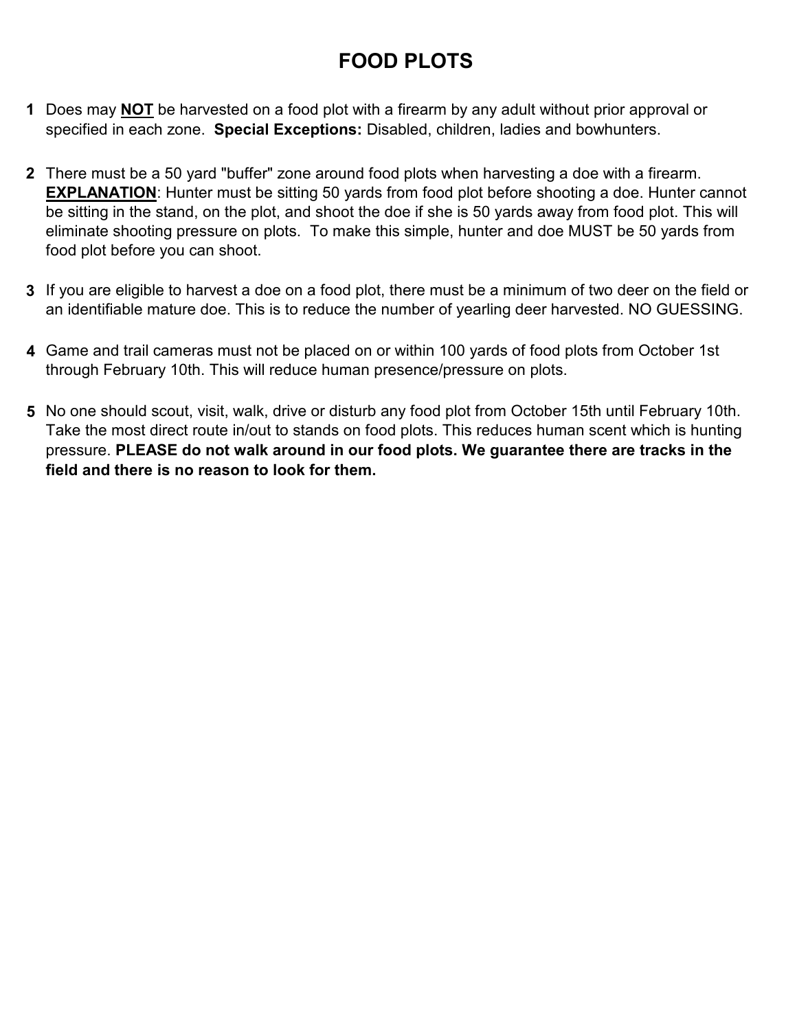# FOOD PLOTS

1. Does may **NOT** be harvested on a food plot with a firearm by any adult without prior approval or specified in each zone. **Special Exceptions:** Disabled, children, ladies and bowhunters.

2. There must be a 50 yard "buffer" zone around food plots when harvesting a doe with a firearm. **EXPLANATION**: Hunter must be sitting 50 yards from food plot before shooting a doe. Hunter cannot be sitting in the stand, on the plot, and shoot the doe if she is 50 yards away from food plot. This will eliminate shooting pressure on plots. To make this simple, hunter and doe MUST be 50 yards from food plot before you can shoot.

3. If you are eligible to harvest a doe on a food plot, there must be a minimum of two deer on the field or an identifiable mature doe. This is to reduce the number of yearling deer harvested. NO GUESSING.

4. Game and trail cameras must not be placed on or within 100 yards of food plots from October 1st through February 10th. This will reduce human presence/pressure on plots.

5. No one should scout, visit, walk, drive or disturb any food plot from October 15th until February 10th. Take the most direct route in/out to stands on food plots. This reduces human scent which is hunting pressure. **PLEASE do not walk around in our food plots. We guarantee there are tracks in the field and there is no reason to look for them.**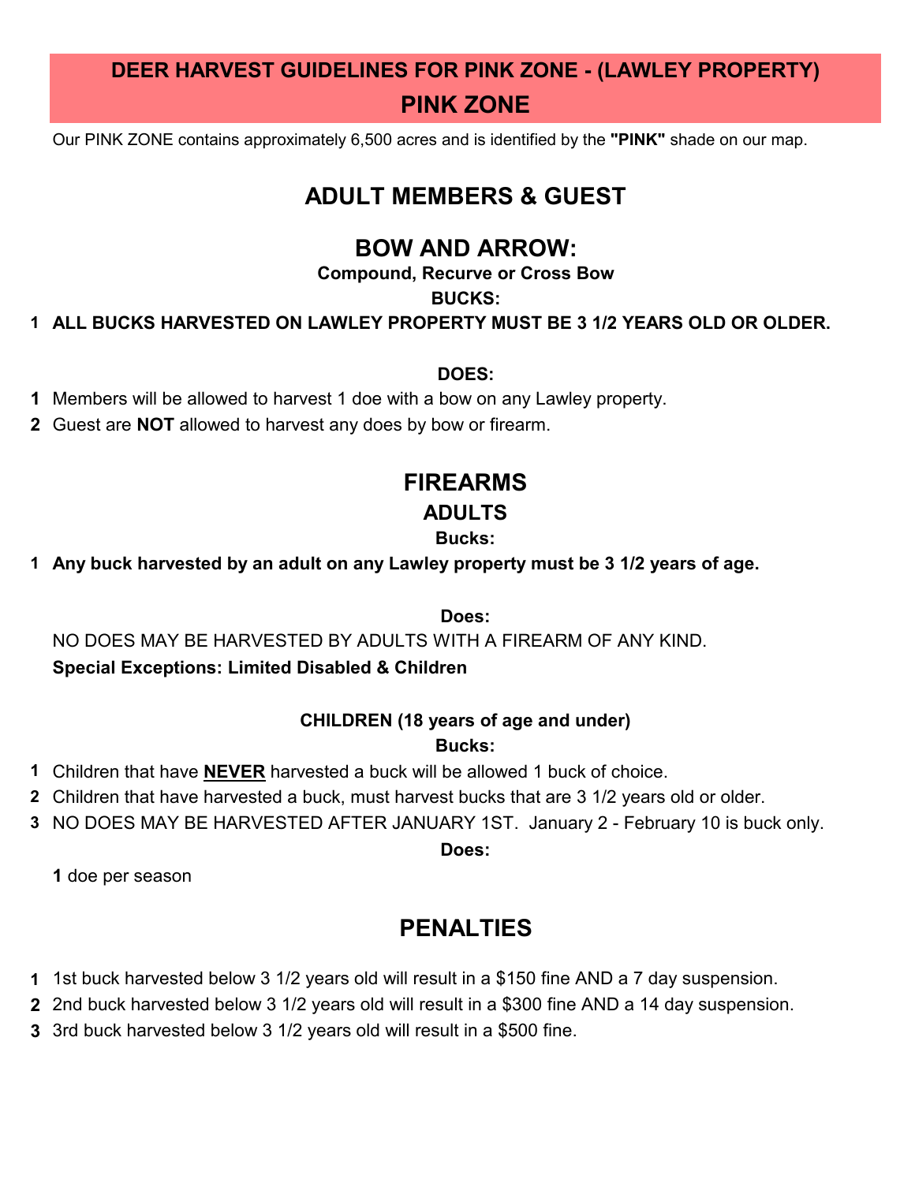# DEER HARVEST GUIDELINES FOR PINK ZONE - (LAWLEY PROPERTY)

## PINK ZONE

Our PINK ZONE contains approximately 6,500 acres and is identified by the **"PINK"** shade on our map.

## ADULT MEMBERS & GUEST

## BOW AND ARROW:

**Compound, Recurve or Cross Bow**

**BUCKS:**

1. **ALL BUCKS HARVESTED ON LAWLEY PROPERTY MUST BE 3 1/2 YEARS OLD OR OLDER.**

**DOES:**

1. Members will be allowed to harvest 1 doe with a bow on any Lawley property.
2. Guest are **NOT** allowed to harvest any does by bow or firearm.

## FIREARMS

### ADULTS

**Bucks:**

1. **Any buck harvested by an adult on any Lawley property must be 3 1/2 years of age.**

**Does:**

NO DOES MAY BE HARVESTED BY ADULTS WITH A FIREARM OF ANY KIND.

**Special Exceptions: Limited Disabled & Children**

**CHILDREN (18 years of age and under)**

**Bucks:**

1. Children that have <u>**NEVER**</u> harvested a buck will be allowed 1 buck of choice.
2. Children that have harvested a buck, must harvest bucks that are 3 1/2 years old or older.
3. NO DOES MAY BE HARVESTED AFTER JANUARY 1ST. January 2 - February 10 is buck only.

**Does:**

**1** doe per season

## PENALTIES

1. 1st buck harvested below 3 1/2 years old will result in a $150 fine AND a 7 day suspension.
2. 2nd buck harvested below 3 1/2 years old will result in a $300 fine AND a 14 day suspension.
3. 3rd buck harvested below 3 1/2 years old will result in a $500 fine.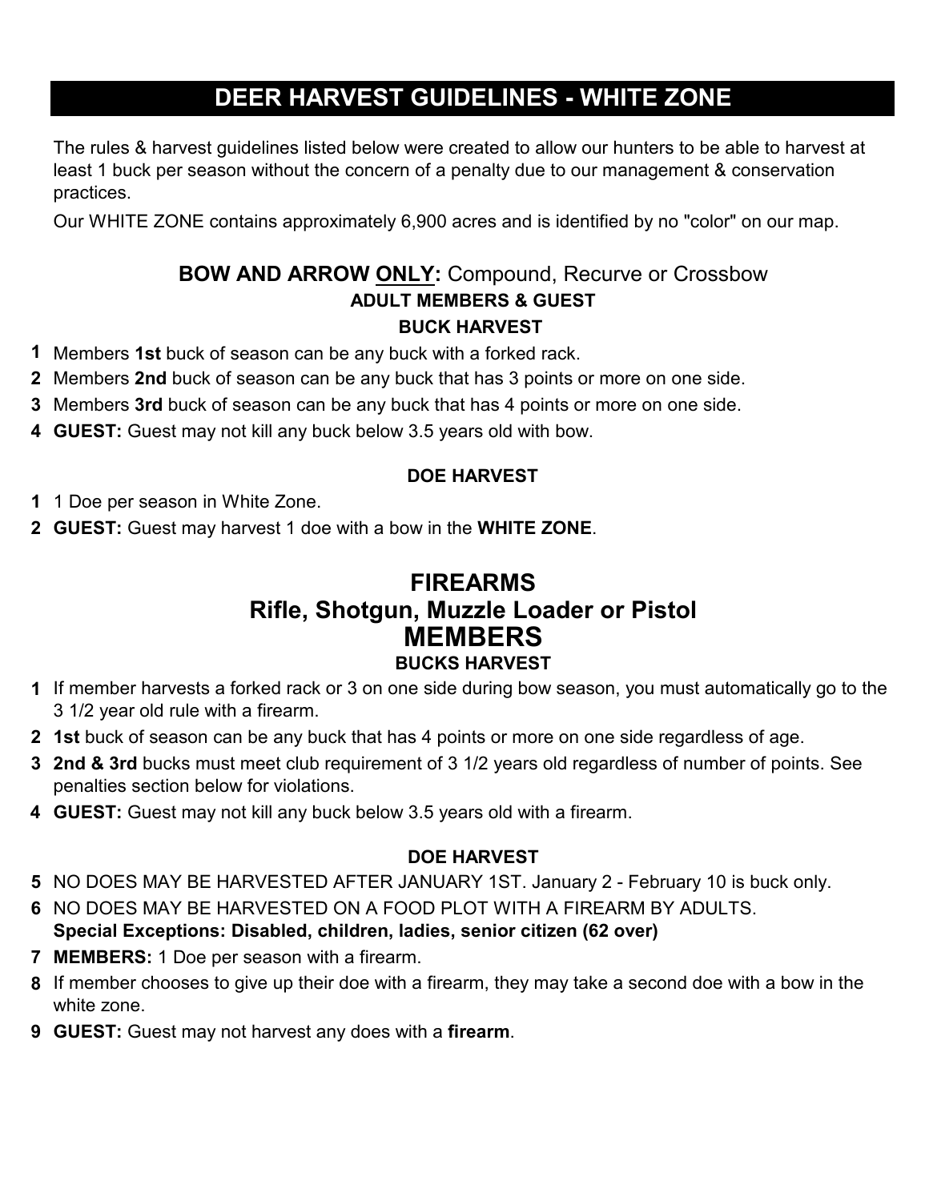# DEER HARVEST GUIDELINES - WHITE ZONE

The rules & harvest guidelines listed below were created to allow our hunters to be able to harvest at least 1 buck per season without the concern of a penalty due to our management & conservation practices.

Our WHITE ZONE contains approximately 6,900 acres and is identified by no "color" on our map.

## BOW AND ARROW ONLY: Compound, Recurve or Crossbow

### ADULT MEMBERS & GUEST

### BUCK HARVEST

1. Members **1st** buck of season can be any buck with a forked rack.
2. Members **2nd** buck of season can be any buck that has 3 points or more on one side.
3. Members **3rd** buck of season can be any buck that has 4 points or more on one side.
4. **GUEST:** Guest may not kill any buck below 3.5 years old with bow.

### DOE HARVEST

1. 1 Doe per season in White Zone.
2. **GUEST:** Guest may harvest 1 doe with a bow in the **WHITE ZONE**.

## FIREARMS
## Rifle, Shotgun, Muzzle Loader or Pistol
## MEMBERS

### BUCKS HARVEST

1. If member harvests a forked rack or 3 on one side during bow season, you must automatically go to the 3 1/2 year old rule with a firearm.
2. **1st** buck of season can be any buck that has 4 points or more on one side regardless of age.
3. **2nd & 3rd** bucks must meet club requirement of 3 1/2 years old regardless of number of points. See penalties section below for violations.
4. **GUEST:** Guest may not kill any buck below 3.5 years old with a firearm.

### DOE HARVEST

5. NO DOES MAY BE HARVESTED AFTER JANUARY 1ST. January 2 - February 10 is buck only.
6. NO DOES MAY BE HARVESTED ON A FOOD PLOT WITH A FIREARM BY ADULTS.
   **Special Exceptions: Disabled, children, ladies, senior citizen (62 over)**
7. **MEMBERS:** 1 Doe per season with a firearm.
8. If member chooses to give up their doe with a firearm, they may take a second doe with a bow in the white zone.
9. **GUEST:** Guest may not harvest any does with a **firearm**.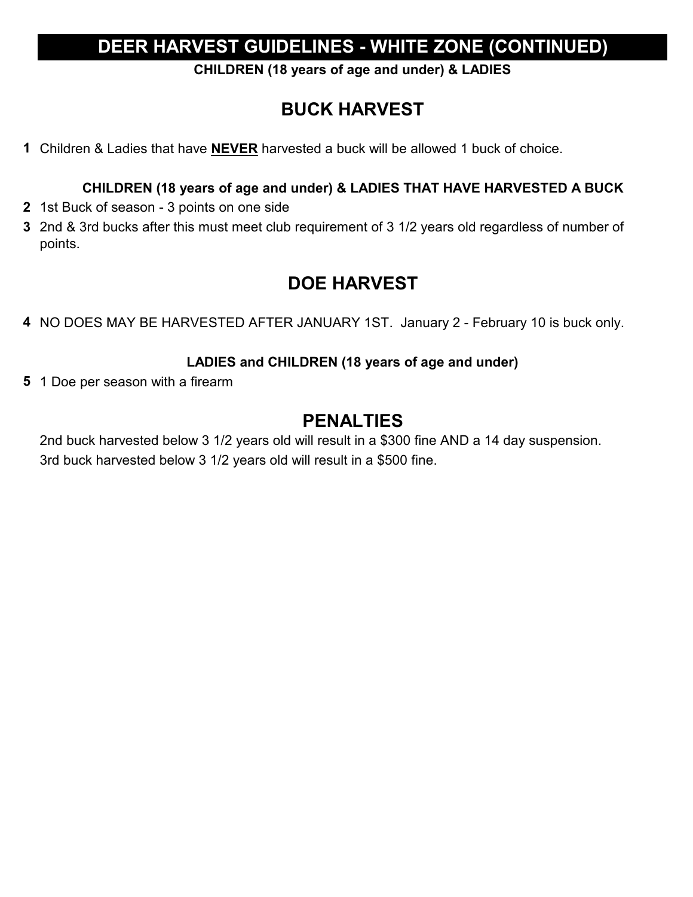# DEER HARVEST GUIDELINES - WHITE ZONE (CONTINUED)

**CHILDREN (18 years of age and under) & LADIES**

## BUCK HARVEST

**1** Children & Ladies that have **NEVER** harvested a buck will be allowed 1 buck of choice.

**CHILDREN (18 years of age and under) & LADIES THAT HAVE HARVESTED A BUCK**

**2** 1st Buck of season - 3 points on one side

**3** 2nd & 3rd bucks after this must meet club requirement of 3 1/2 years old regardless of number of points.

## DOE HARVEST

**4** NO DOES MAY BE HARVESTED AFTER JANUARY 1ST. January 2 - February 10 is buck only.

**LADIES and CHILDREN (18 years of age and under)**

**5** 1 Doe per season with a firearm

## PENALTIES

2nd buck harvested below 3 1/2 years old will result in a $300 fine AND a 14 day suspension.

3rd buck harvested below 3 1/2 years old will result in a $500 fine.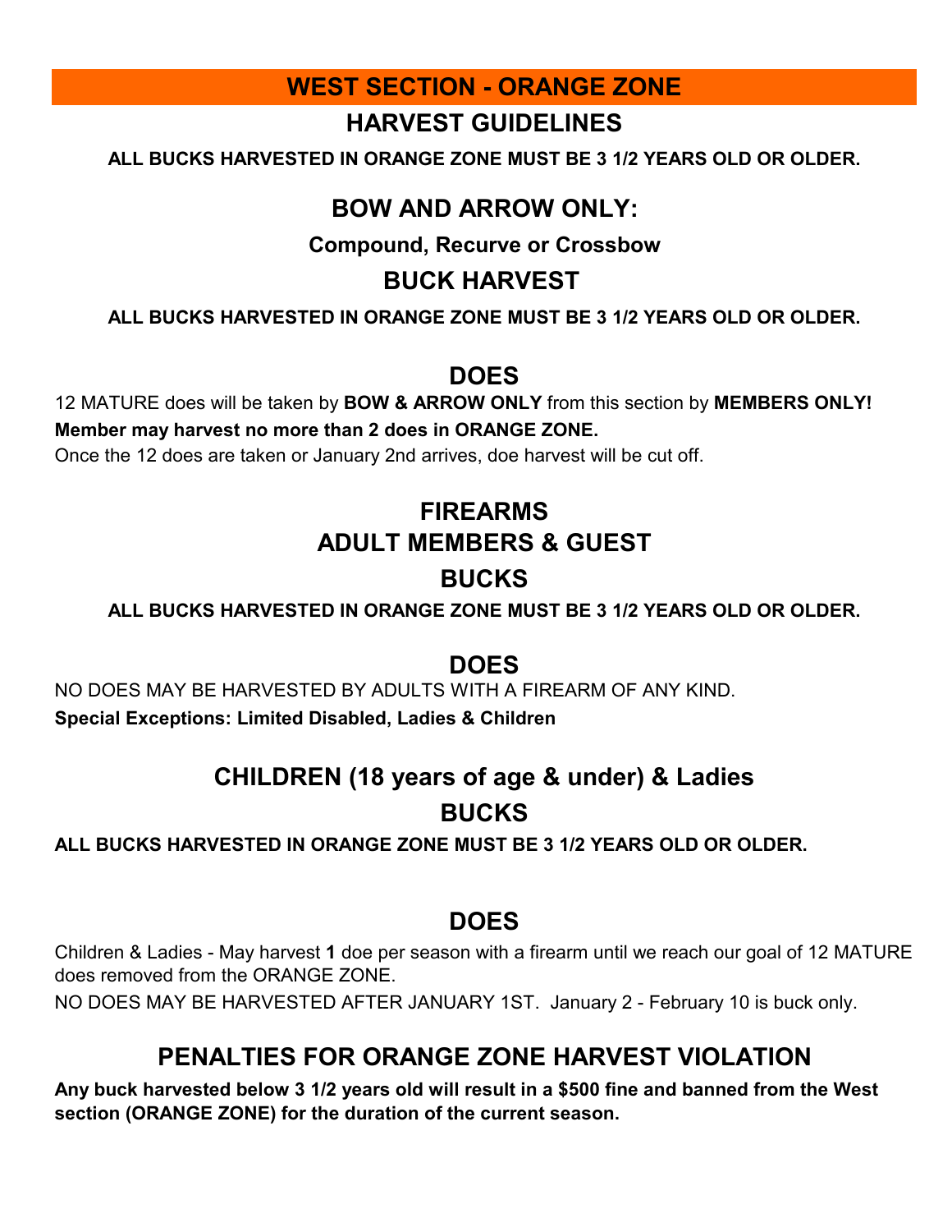# WEST SECTION - ORANGE ZONE

## HARVEST GUIDELINES

**ALL BUCKS HARVESTED IN ORANGE ZONE MUST BE 3 1/2 YEARS OLD OR OLDER.**

## BOW AND ARROW ONLY:

**Compound, Recurve or Crossbow**

## BUCK HARVEST

**ALL BUCKS HARVESTED IN ORANGE ZONE MUST BE 3 1/2 YEARS OLD OR OLDER.**

## DOES

12 MATURE does will be taken by **BOW & ARROW ONLY** from this section by **MEMBERS ONLY!**
**Member may harvest no more than 2 does in ORANGE ZONE.**
Once the 12 does are taken or January 2nd arrives, doe harvest will be cut off.

## FIREARMS
## ADULT MEMBERS & GUEST

## BUCKS

**ALL BUCKS HARVESTED IN ORANGE ZONE MUST BE 3 1/2 YEARS OLD OR OLDER.**

## DOES

NO DOES MAY BE HARVESTED BY ADULTS WITH A FIREARM OF ANY KIND.
**Special Exceptions: Limited Disabled, Ladies & Children**

## CHILDREN (18 years of age & under) & Ladies

## BUCKS

**ALL BUCKS HARVESTED IN ORANGE ZONE MUST BE 3 1/2 YEARS OLD OR OLDER.**

## DOES

Children & Ladies - May harvest **1** doe per season with a firearm until we reach our goal of 12 MATURE does removed from the ORANGE ZONE.

NO DOES MAY BE HARVESTED AFTER JANUARY 1ST. January 2 - February 10 is buck only.

## PENALTIES FOR ORANGE ZONE HARVEST VIOLATION

**Any buck harvested below 3 1/2 years old will result in a $500 fine and banned from the West section (ORANGE ZONE) for the duration of the current season.**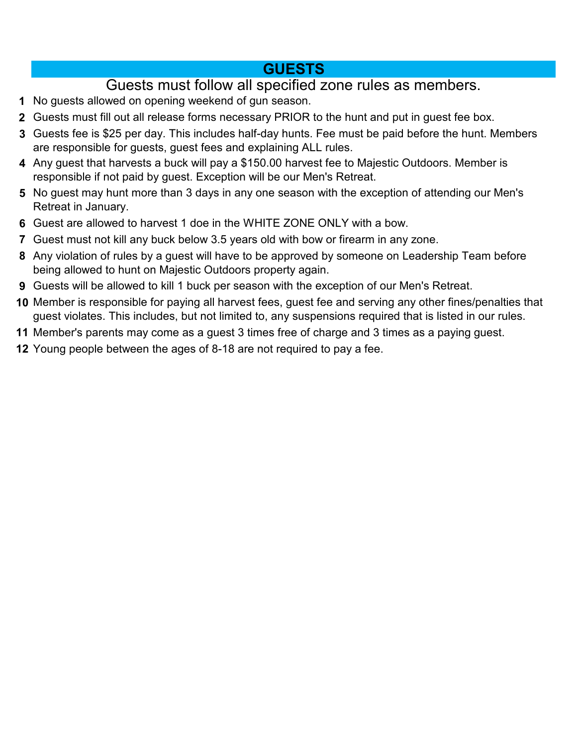## GUESTS

Guests must follow all specified zone rules as members.

1. No guests allowed on opening weekend of gun season.
2. Guests must fill out all release forms necessary PRIOR to the hunt and put in guest fee box.
3. Guests fee is $25 per day. This includes half-day hunts. Fee must be paid before the hunt. Members are responsible for guests, guest fees and explaining ALL rules.
4. Any guest that harvests a buck will pay a $150.00 harvest fee to Majestic Outdoors. Member is responsible if not paid by guest. Exception will be our Men's Retreat.
5. No guest may hunt more than 3 days in any one season with the exception of attending our Men's Retreat in January.
6. Guest are allowed to harvest 1 doe in the WHITE ZONE ONLY with a bow.
7. Guest must not kill any buck below 3.5 years old with bow or firearm in any zone.
8. Any violation of rules by a guest will have to be approved by someone on Leadership Team before being allowed to hunt on Majestic Outdoors property again.
9. Guests will be allowed to kill 1 buck per season with the exception of our Men's Retreat.
10. Member is responsible for paying all harvest fees, guest fee and serving any other fines/penalties that guest violates. This includes, but not limited to, any suspensions required that is listed in our rules.
11. Member's parents may come as a guest 3 times free of charge and 3 times as a paying guest.
12. Young people between the ages of 8-18 are not required to pay a fee.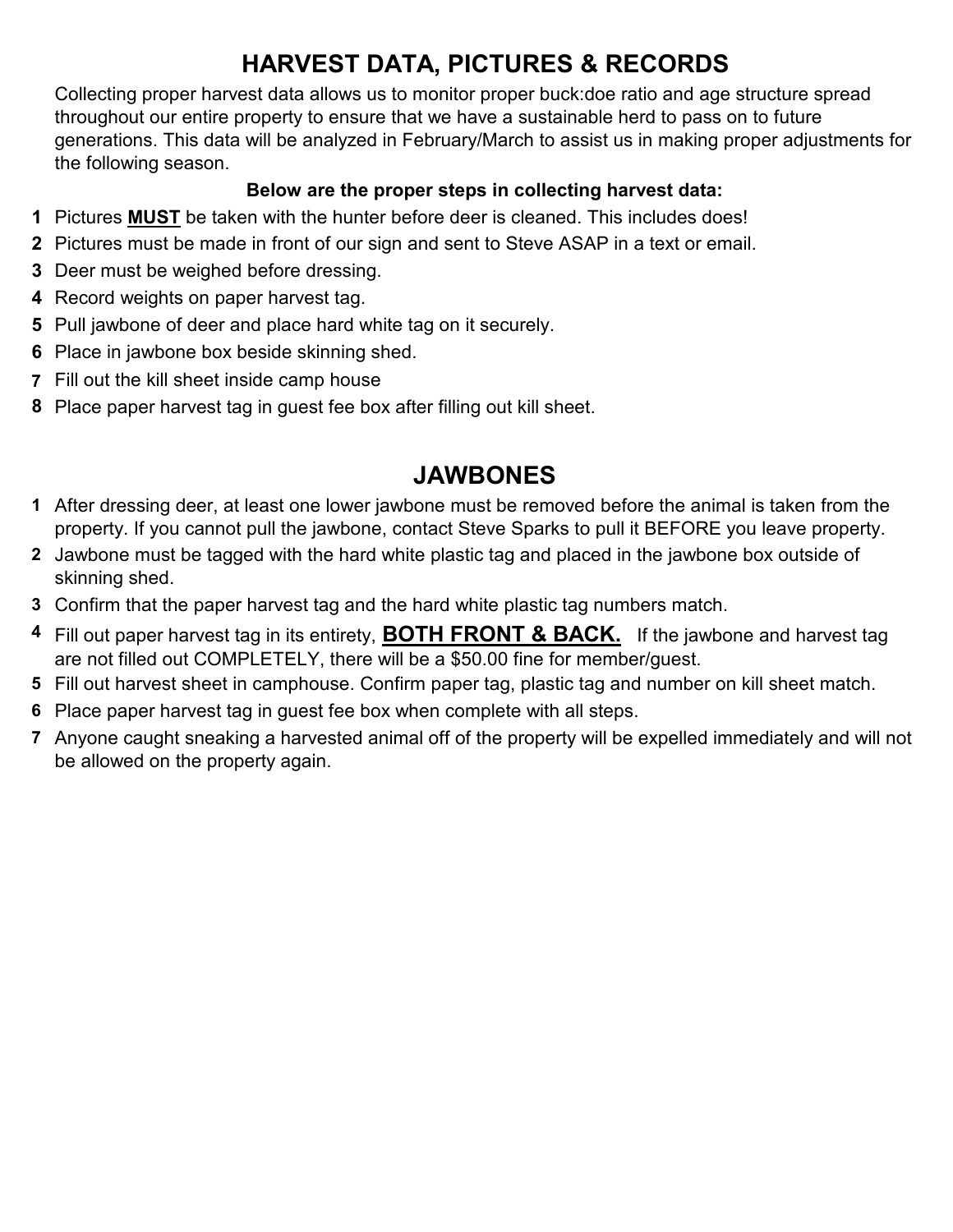# HARVEST DATA, PICTURES & RECORDS

Collecting proper harvest data allows us to monitor proper buck:doe ratio and age structure spread throughout our entire property to ensure that we have a sustainable herd to pass on to future generations. This data will be analyzed in February/March to assist us in making proper adjustments for the following season.

**Below are the proper steps in collecting harvest data:**

1. Pictures **MUST** be taken with the hunter before deer is cleaned. This includes does!
2. Pictures must be made in front of our sign and sent to Steve ASAP in a text or email.
3. Deer must be weighed before dressing.
4. Record weights on paper harvest tag.
5. Pull jawbone of deer and place hard white tag on it securely.
6. Place in jawbone box beside skinning shed.
7. Fill out the kill sheet inside camp house
8. Place paper harvest tag in guest fee box after filling out kill sheet.

# JAWBONES

1. After dressing deer, at least one lower jawbone must be removed before the animal is taken from the property. If you cannot pull the jawbone, contact Steve Sparks to pull it BEFORE you leave property.
2. Jawbone must be tagged with the hard white plastic tag and placed in the jawbone box outside of skinning shed.
3. Confirm that the paper harvest tag and the hard white plastic tag numbers match.
4. Fill out paper harvest tag in its entirety, **BOTH FRONT & BACK.** If the jawbone and harvest tag are not filled out COMPLETELY, there will be a $50.00 fine for member/guest.
5. Fill out harvest sheet in camphouse. Confirm paper tag, plastic tag and number on kill sheet match.
6. Place paper harvest tag in guest fee box when complete with all steps.
7. Anyone caught sneaking a harvested animal off of the property will be expelled immediately and will not be allowed on the property again.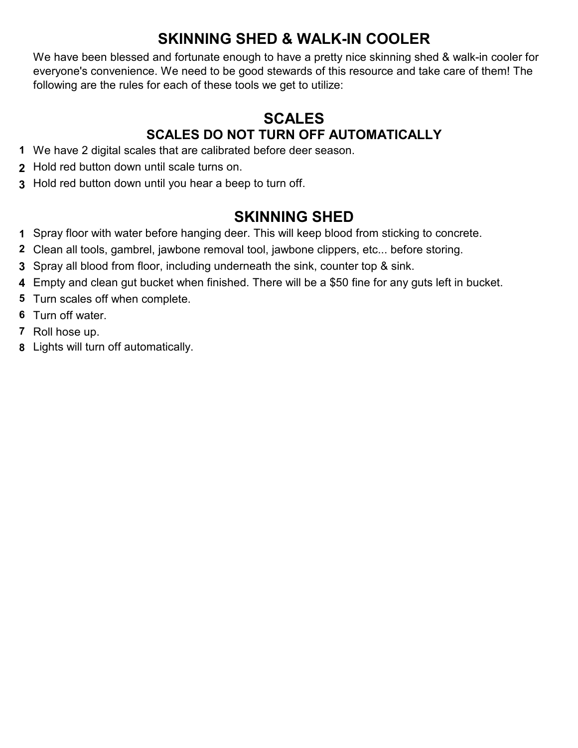# SKINNING SHED & WALK-IN COOLER

We have been blessed and fortunate enough to have a pretty nice skinning shed & walk-in cooler for everyone's convenience. We need to be good stewards of this resource and take care of them! The following are the rules for each of these tools we get to utilize:

## SCALES

### SCALES DO NOT TURN OFF AUTOMATICALLY

1. We have 2 digital scales that are calibrated before deer season.
2. Hold red button down until scale turns on.
3. Hold red button down until you hear a beep to turn off.

## SKINNING SHED

1. Spray floor with water before hanging deer. This will keep blood from sticking to concrete.
2. Clean all tools, gambrel, jawbone removal tool, jawbone clippers, etc... before storing.
3. Spray all blood from floor, including underneath the sink, counter top & sink.
4. Empty and clean gut bucket when finished. There will be a $50 fine for any guts left in bucket.
5. Turn scales off when complete.
6. Turn off water.
7. Roll hose up.
8. Lights will turn off automatically.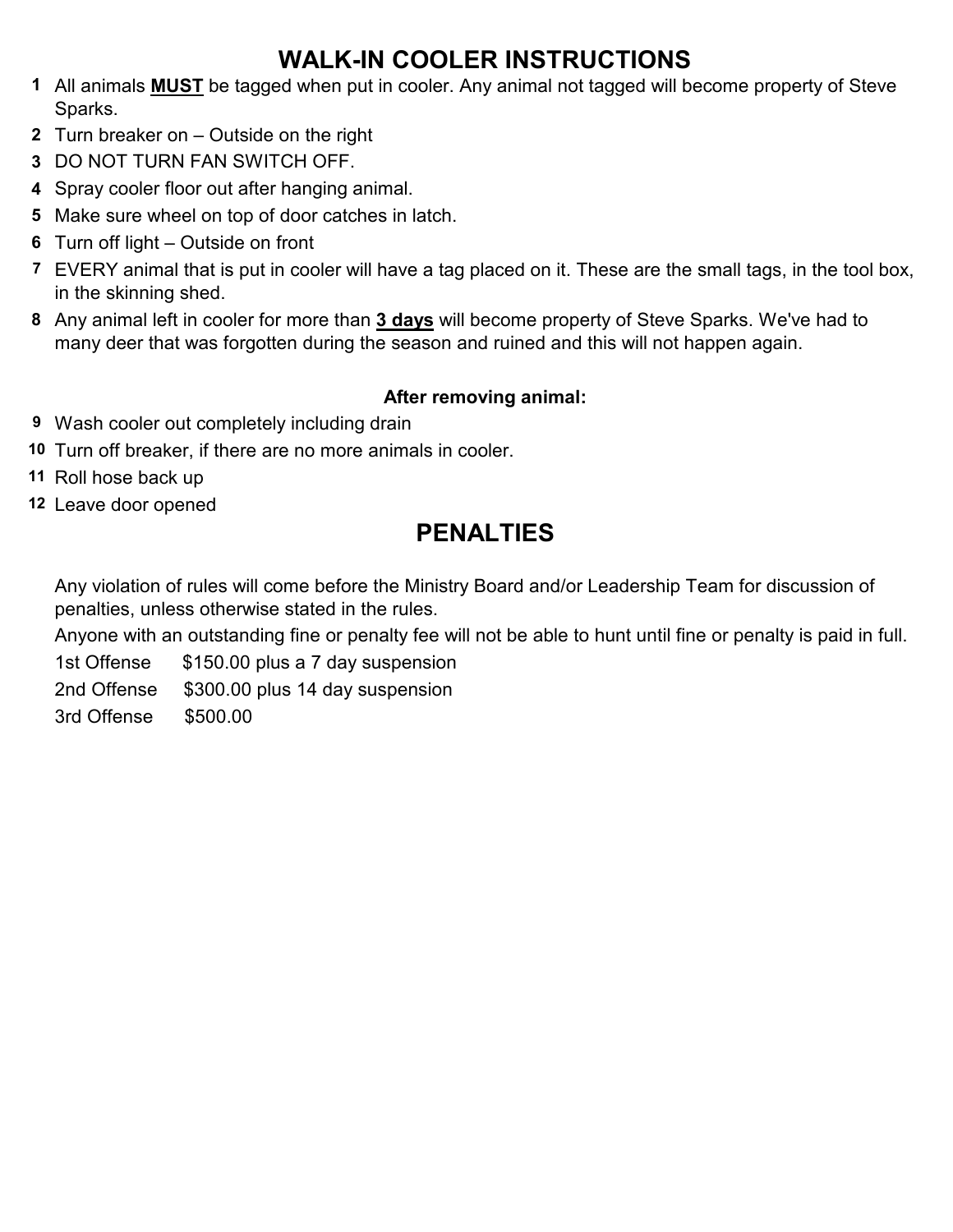# WALK-IN COOLER INSTRUCTIONS

1. All animals **<u>MUST</u>** be tagged when put in cooler. Any animal not tagged will become property of Steve Sparks.
2. Turn breaker on – Outside on the right
3. DO NOT TURN FAN SWITCH OFF.
4. Spray cooler floor out after hanging animal.
5. Make sure wheel on top of door catches in latch.
6. Turn off light – Outside on front
7. EVERY animal that is put in cooler will have a tag placed on it. These are the small tags, in the tool box, in the skinning shed.
8. Any animal left in cooler for more than **<u>3 days</u>** will become property of Steve Sparks. We've had to many deer that was forgotten during the season and ruined and this will not happen again.

**After removing animal:**

9. Wash cooler out completely including drain
10. Turn off breaker, if there are no more animals in cooler.
11. Roll hose back up
12. Leave door opened

# PENALTIES

Any violation of rules will come before the Ministry Board and/or Leadership Team for discussion of penalties, unless otherwise stated in the rules.

Anyone with an outstanding fine or penalty fee will not be able to hunt until fine or penalty is paid in full.

1st Offense $150.00 plus a 7 day suspension

2nd Offense $300.00 plus 14 day suspension

3rd Offense $500.00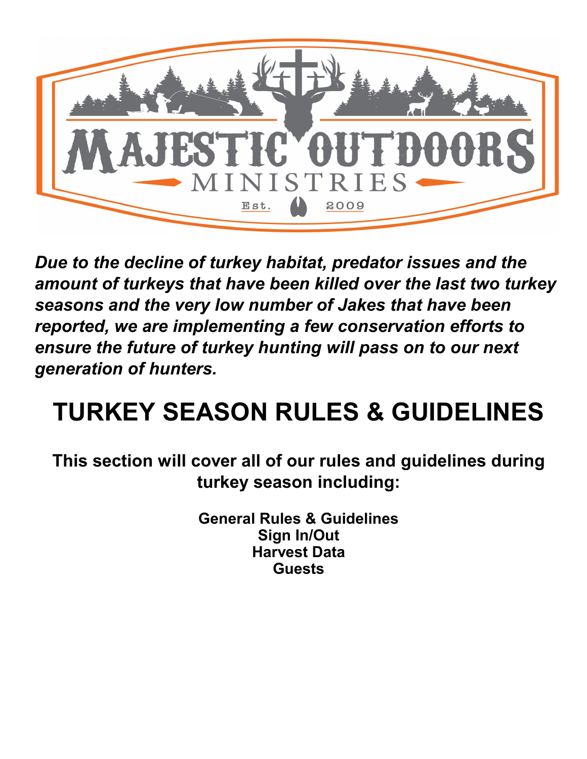*Due to the decline of turkey habitat, predator issues and the amount of turkeys that have been killed over the last two turkey seasons and the very low number of Jakes that have been reported, we are implementing a few conservation efforts to ensure the future of turkey hunting will pass on to our next generation of hunters.*

# TURKEY SEASON RULES & GUIDELINES

**This section will cover all of our rules and guidelines during turkey season including:**

**General Rules & Guidelines**
**Sign In/Out**
**Harvest Data**
**Guests**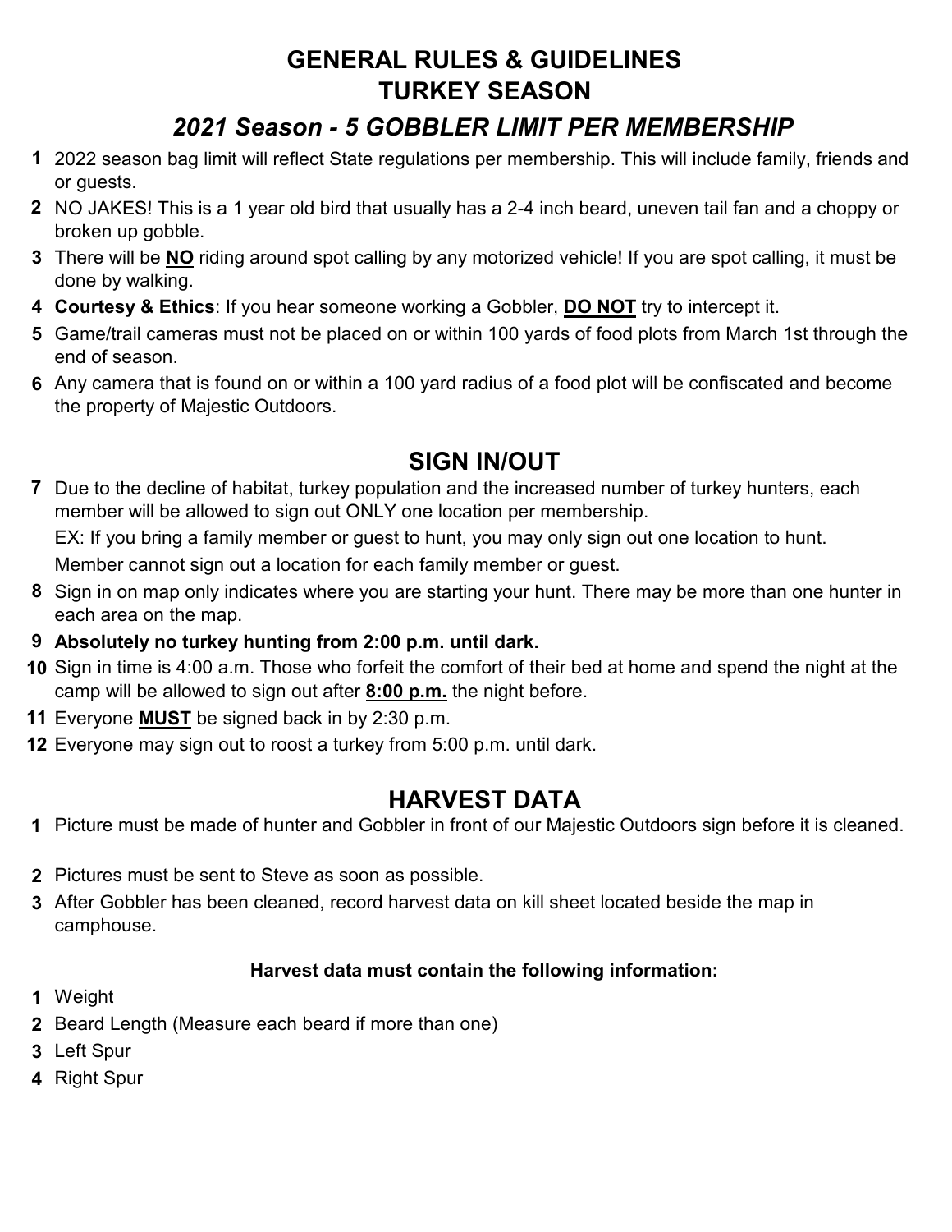# GENERAL RULES & GUIDELINES
# TURKEY SEASON

## *2021 Season - 5 GOBBLER LIMIT PER MEMBERSHIP*

1. 2022 season bag limit will reflect State regulations per membership. This will include family, friends and or guests.
2. NO JAKES! This is a 1 year old bird that usually has a 2-4 inch beard, uneven tail fan and a choppy or broken up gobble.
3. There will be **NO** riding around spot calling by any motorized vehicle! If you are spot calling, it must be done by walking.
4. **Courtesy & Ethics**: If you hear someone working a Gobbler, **DO NOT** try to intercept it.
5. Game/trail cameras must not be placed on or within 100 yards of food plots from March 1st through the end of season.
6. Any camera that is found on or within a 100 yard radius of a food plot will be confiscated and become the property of Majestic Outdoors.

## SIGN IN/OUT

7. Due to the decline of habitat, turkey population and the increased number of turkey hunters, each member will be allowed to sign out ONLY one location per membership.

   EX: If you bring a family member or guest to hunt, you may only sign out one location to hunt.

   Member cannot sign out a location for each family member or guest.
8. Sign in on map only indicates where you are starting your hunt. There may be more than one hunter in each area on the map.
9. **Absolutely no turkey hunting from 2:00 p.m. until dark.**
10. Sign in time is 4:00 a.m. Those who forfeit the comfort of their bed at home and spend the night at the camp will be allowed to sign out after **8:00 p.m.** the night before.
11. Everyone **MUST** be signed back in by 2:30 p.m.
12. Everyone may sign out to roost a turkey from 5:00 p.m. until dark.

## HARVEST DATA

1. Picture must be made of hunter and Gobbler in front of our Majestic Outdoors sign before it is cleaned.
2. Pictures must be sent to Steve as soon as possible.
3. After Gobbler has been cleaned, record harvest data on kill sheet located beside the map in camphouse.

**Harvest data must contain the following information:**

1. Weight
2. Beard Length (Measure each beard if more than one)
3. Left Spur
4. Right Spur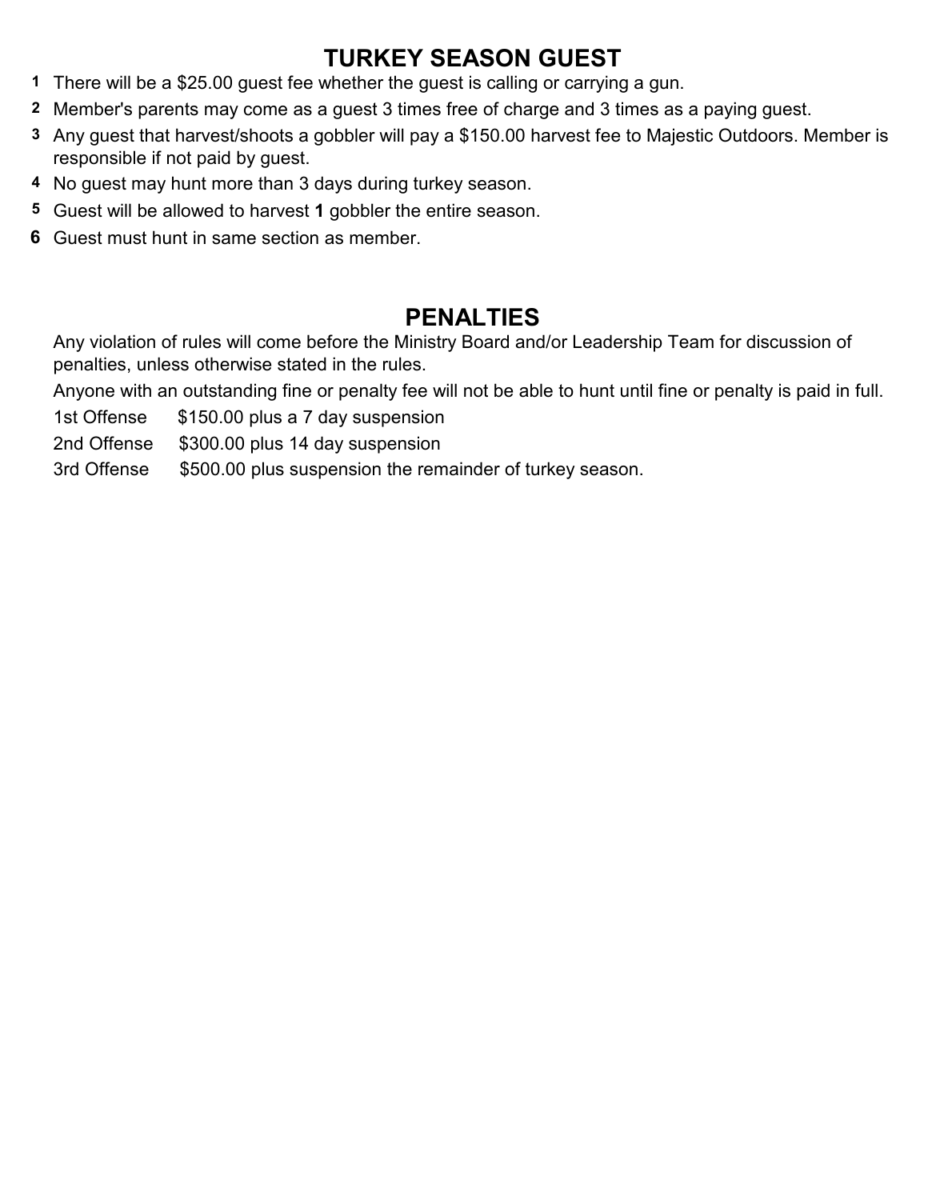## TURKEY SEASON GUEST

1. There will be a $25.00 guest fee whether the guest is calling or carrying a gun.
2. Member's parents may come as a guest 3 times free of charge and 3 times as a paying guest.
3. Any guest that harvest/shoots a gobbler will pay a $150.00 harvest fee to Majestic Outdoors. Member is responsible if not paid by guest.
4. No guest may hunt more than 3 days during turkey season.
5. Guest will be allowed to harvest **1** gobbler the entire season.
6. Guest must hunt in same section as member.

## PENALTIES

Any violation of rules will come before the Ministry Board and/or Leadership Team for discussion of penalties, unless otherwise stated in the rules.

Anyone with an outstanding fine or penalty fee will not be able to hunt until fine or penalty is paid in full.

1st Offense $150.00 plus a 7 day suspension

2nd Offense $300.00 plus 14 day suspension

3rd Offense $500.00 plus suspension the remainder of turkey season.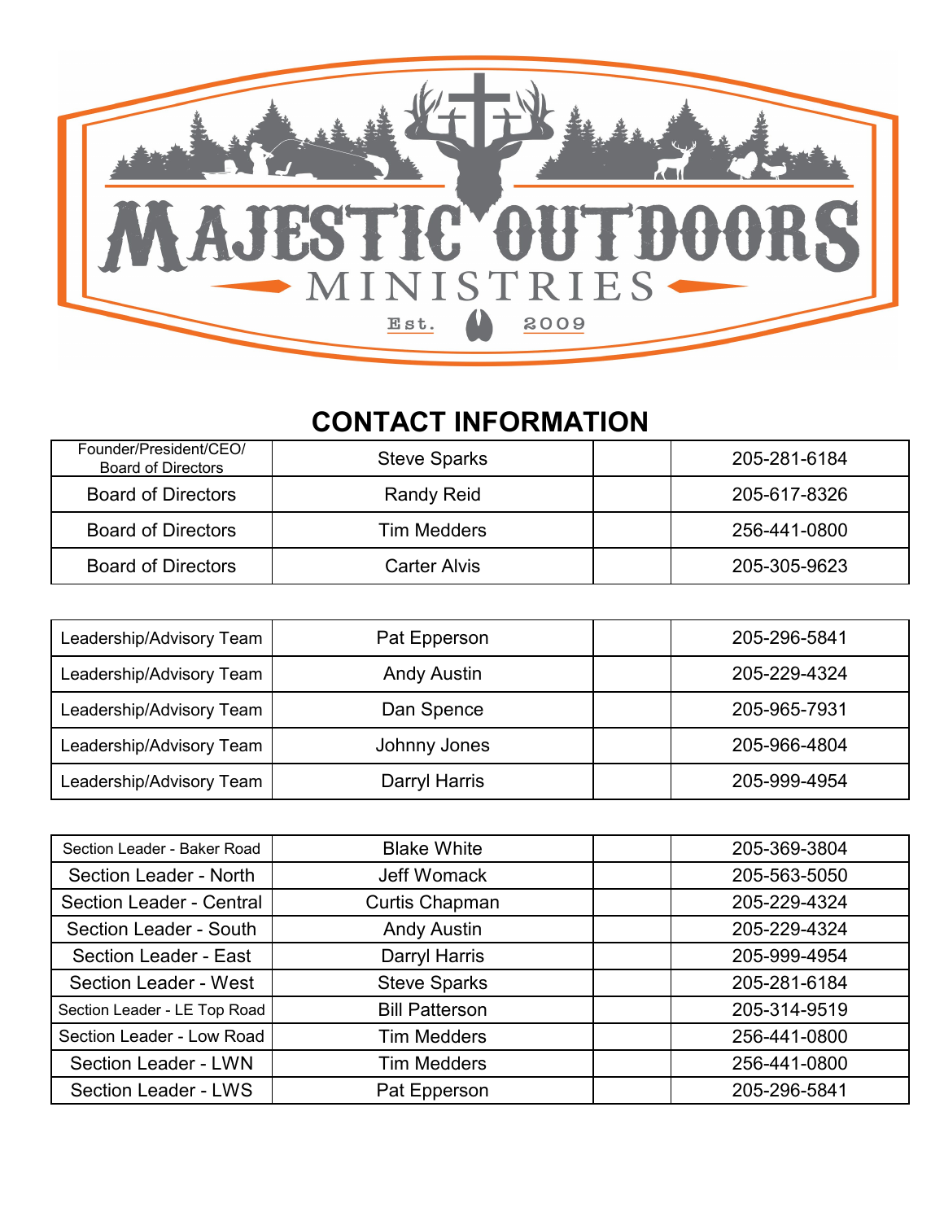MAJESTIC OUTDOORS MINISTRIES

Est. 2009

# CONTACT INFORMATION

| | | | |
|---|---|---|---|
| Founder/President/CEO/ Board of Directors | Steve Sparks | | 205-281-6184 |
| Board of Directors | Randy Reid | | 205-617-8326 |
| Board of Directors | Tim Medders | | 256-441-0800 |
| Board of Directors | Carter Alvis | | 205-305-9623 |

| | | | |
|---|---|---|---|
| Leadership/Advisory Team | Pat Epperson | | 205-296-5841 |
| Leadership/Advisory Team | Andy Austin | | 205-229-4324 |
| Leadership/Advisory Team | Dan Spence | | 205-965-7931 |
| Leadership/Advisory Team | Johnny Jones | | 205-966-4804 |
| Leadership/Advisory Team | Darryl Harris | | 205-999-4954 |

| | | | |
|---|---|---|---|
| Section Leader - Baker Road | Blake White | | 205-369-3804 |
| Section Leader - North | Jeff Womack | | 205-563-5050 |
| Section Leader - Central | Curtis Chapman | | 205-229-4324 |
| Section Leader - South | Andy Austin | | 205-229-4324 |
| Section Leader - East | Darryl Harris | | 205-999-4954 |
| Section Leader - West | Steve Sparks | | 205-281-6184 |
| Section Leader - LE Top Road | Bill Patterson | | 205-314-9519 |
| Section Leader - Low Road | Tim Medders | | 256-441-0800 |
| Section Leader - LWN | Tim Medders | | 256-441-0800 |
| Section Leader - LWS | Pat Epperson | | 205-296-5841 |